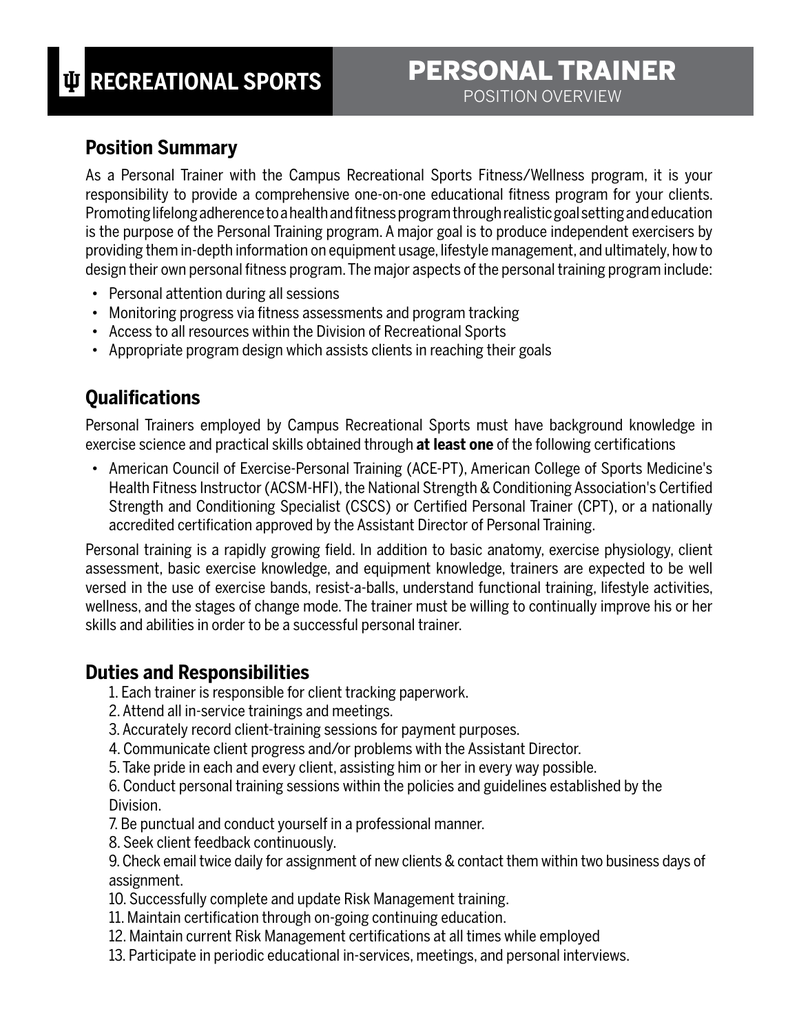# RECREATIONAL SPORTS

# PERSONAL TRAINER

POSITION OVERVIEW

## Position Summary

As a Personal Trainer with the Campus Recreational Sports Fitness/Wellness program, it is your responsibility to provide a comprehensive one-on-one educational fitness program for your clients. Promoting lifelong adherence to a health and fitness program through realistic goal setting and education is the purpose of the Personal Training program. A major goal is to produce independent exercisers by providing them in-depth information on equipment usage, lifestyle management, and ultimately, how to design their own personal fitness program. The major aspects of the personal training program include:

- Personal attention during all sessions
- Monitoring progress via fitness assessments and program tracking
- Access to all resources within the Division of Recreational Sports
- Appropriate program design which assists clients in reaching their goals

## Qualifications

Personal Trainers employed by Campus Recreational Sports must have background knowledge in exercise science and practical skills obtained through **at least one** of the following certifications

- American Council of Exercise-Personal Training (ACE-PT), American College of Sports Medicine's Health Fitness Instructor (ACSM-HFI), the National Strength & Conditioning Association's Certified Strength and Conditioning Specialist (CSCS) or Certified Personal Trainer (CPT), or a nationally accredited certification approved by the Assistant Director of Personal Training.

Personal training is a rapidly growing field. In addition to basic anatomy, exercise physiology, client assessment, basic exercise knowledge, and equipment knowledge, trainers are expected to be well versed in the use of exercise bands, resist-a-balls, understand functional training, lifestyle activities, wellness, and the stages of change mode. The trainer must be willing to continually improve his or her skills and abilities in order to be a successful personal trainer.

## Duties and Responsibilities

1. Each trainer is responsible for client tracking paperwork.
2. Attend all in-service trainings and meetings.
3. Accurately record client-training sessions for payment purposes.
4. Communicate client progress and/or problems with the Assistant Director.
5. Take pride in each and every client, assisting him or her in every way possible.
6. Conduct personal training sessions within the policies and guidelines established by the Division.
7. Be punctual and conduct yourself in a professional manner.
8. Seek client feedback continuously.
9. Check email twice daily for assignment of new clients & contact them within two business days of assignment.
10. Successfully complete and update Risk Management training.
11. Maintain certification through on-going continuing education.
12. Maintain current Risk Management certifications at all times while employed
13. Participate in periodic educational in-services, meetings, and personal interviews.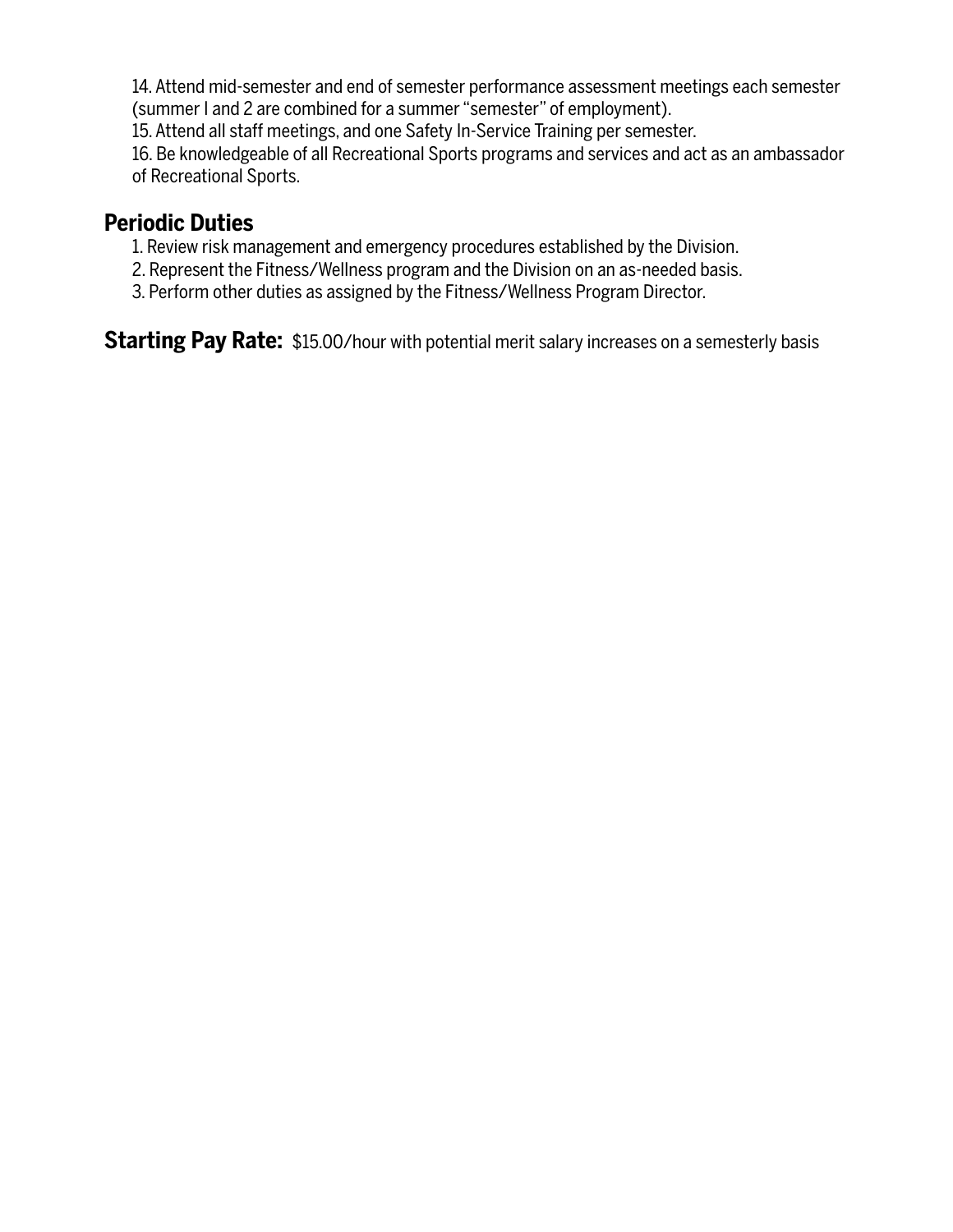14. Attend mid-semester and end of semester performance assessment meetings each semester (summer I and 2 are combined for a summer "semester" of employment).
15. Attend all staff meetings, and one Safety In-Service Training per semester.
16. Be knowledgeable of all Recreational Sports programs and services and act as an ambassador of Recreational Sports.

## Periodic Duties

1. Review risk management and emergency procedures established by the Division.
2. Represent the Fitness/Wellness program and the Division on an as-needed basis.
3. Perform other duties as assigned by the Fitness/Wellness Program Director.

**Starting Pay Rate:** $15.00/hour with potential merit salary increases on a semesterly basis